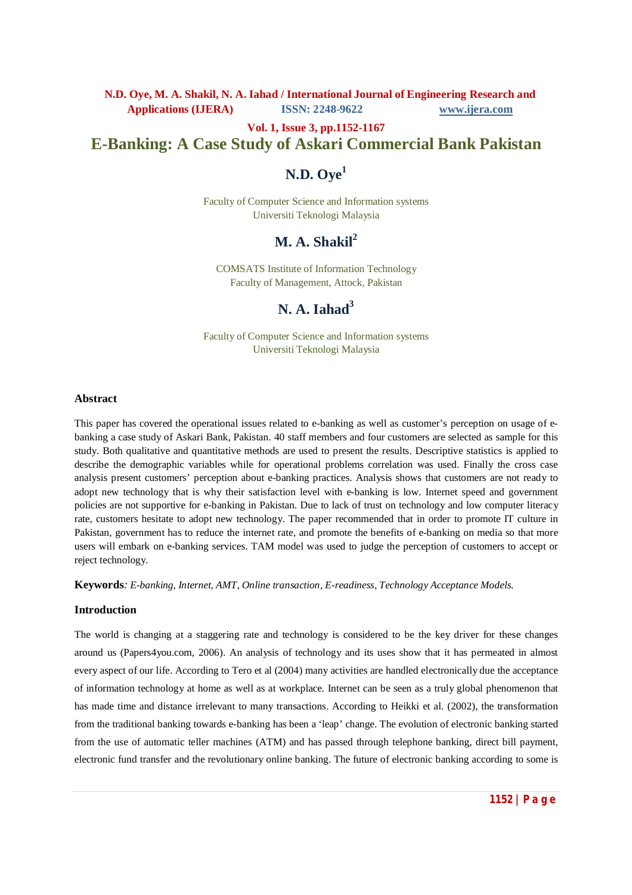# E-Banking: A Case Study of Askari Commercial Bank Pakistan

## N.D. Oye[1]

Faculty of Computer Science and Information systems
Universiti Teknologi Malaysia

## M. A. Shakil[2]

COMSATS Institute of Information Technology
Faculty of Management, Attock, Pakistan

## N. A. Iahad[3]

Faculty of Computer Science and Information systems
Universiti Teknologi Malaysia

### Abstract

This paper has covered the operational issues related to e-banking as well as customer's perception on usage of e-banking a case study of Askari Bank, Pakistan. 40 staff members and four customers are selected as sample for this study. Both qualitative and quantitative methods are used to present the results. Descriptive statistics is applied to describe the demographic variables while for operational problems correlation was used. Finally the cross case analysis present customers' perception about e-banking practices. Analysis shows that customers are not ready to adopt new technology that is why their satisfaction level with e-banking is low. Internet speed and government policies are not supportive for e-banking in Pakistan. Due to lack of trust on technology and low computer literacy rate, customers hesitate to adopt new technology. The paper recommended that in order to promote IT culture in Pakistan, government has to reduce the internet rate, and promote the benefits of e-banking on media so that more users will embark on e-banking services. TAM model was used to judge the perception of customers to accept or reject technology.

**Keywords**: *E-banking, Internet, AMT, Online transaction, E-readiness, Technology Acceptance Models.*

### Introduction

The world is changing at a staggering rate and technology is considered to be the key driver for these changes around us (Papers4you.com, 2006). An analysis of technology and its uses show that it has permeated in almost every aspect of our life. According to Tero et al (2004) many activities are handled electronically due the acceptance of information technology at home as well as at workplace. Internet can be seen as a truly global phenomenon that has made time and distance irrelevant to many transactions. According to Heikki et al. (2002), the transformation from the traditional banking towards e-banking has been a 'leap' change. The evolution of electronic banking started from the use of automatic teller machines (ATM) and has passed through telephone banking, direct bill payment, electronic fund transfer and the revolutionary online banking. The future of electronic banking according to some is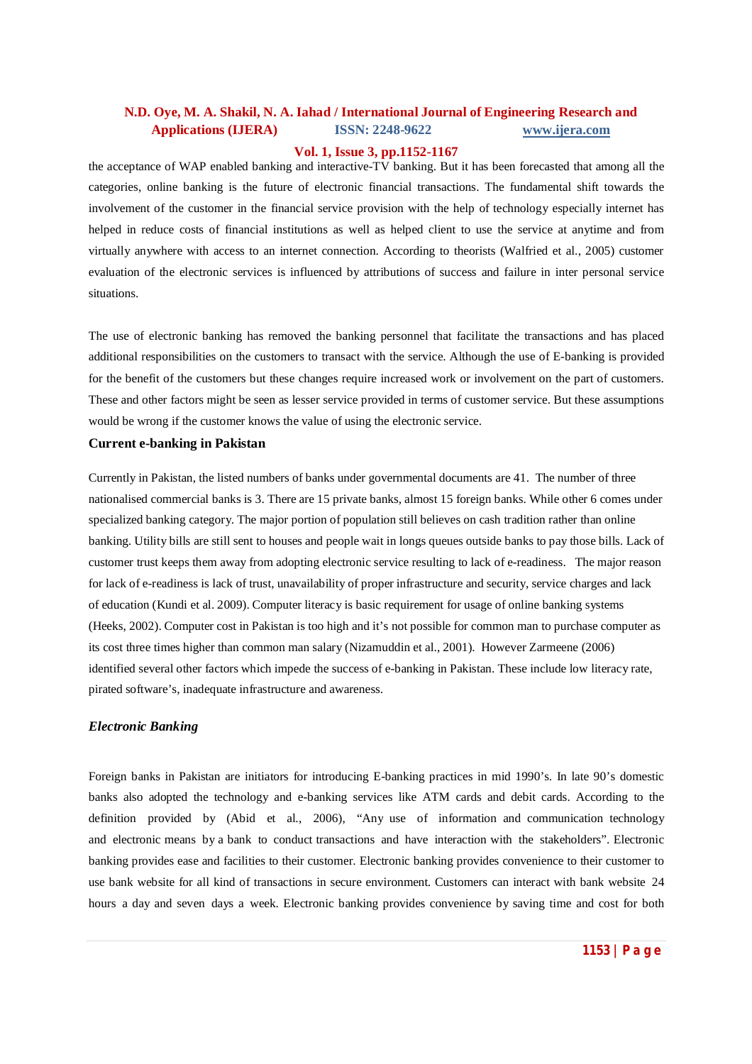the acceptance of WAP enabled banking and interactive-TV banking. But it has been forecasted that among all the categories, online banking is the future of electronic financial transactions. The fundamental shift towards the involvement of the customer in the financial service provision with the help of technology especially internet has helped in reduce costs of financial institutions as well as helped client to use the service at anytime and from virtually anywhere with access to an internet connection. According to theorists (Walfried et al., 2005) customer evaluation of the electronic services is influenced by attributions of success and failure in inter personal service situations.

The use of electronic banking has removed the banking personnel that facilitate the transactions and has placed additional responsibilities on the customers to transact with the service. Although the use of E-banking is provided for the benefit of the customers but these changes require increased work or involvement on the part of customers. These and other factors might be seen as lesser service provided in terms of customer service. But these assumptions would be wrong if the customer knows the value of using the electronic service.

### Current e-banking in Pakistan

Currently in Pakistan, the listed numbers of banks under governmental documents are 41. The number of three nationalised commercial banks is 3. There are 15 private banks, almost 15 foreign banks. While other 6 comes under specialized banking category. The major portion of population still believes on cash tradition rather than online banking. Utility bills are still sent to houses and people wait in longs queues outside banks to pay those bills. Lack of customer trust keeps them away from adopting electronic service resulting to lack of e-readiness. The major reason for lack of e-readiness is lack of trust, unavailability of proper infrastructure and security, service charges and lack of education (Kundi et al. 2009). Computer literacy is basic requirement for usage of online banking systems (Heeks, 2002). Computer cost in Pakistan is too high and it's not possible for common man to purchase computer as its cost three times higher than common man salary (Nizamuddin et al., 2001). However Zarmeene (2006) identified several other factors which impede the success of e-banking in Pakistan. These include low literacy rate, pirated software's, inadequate infrastructure and awareness.

### *Electronic Banking*

Foreign banks in Pakistan are initiators for introducing E-banking practices in mid 1990's. In late 90's domestic banks also adopted the technology and e-banking services like ATM cards and debit cards. According to the definition provided by (Abid et al., 2006), "Any use of information and communication technology and electronic means by a bank to conduct transactions and have interaction with the stakeholders". Electronic banking provides ease and facilities to their customer. Electronic banking provides convenience to their customer to use bank website for all kind of transactions in secure environment. Customers can interact with bank website 24 hours a day and seven days a week. Electronic banking provides convenience by saving time and cost for both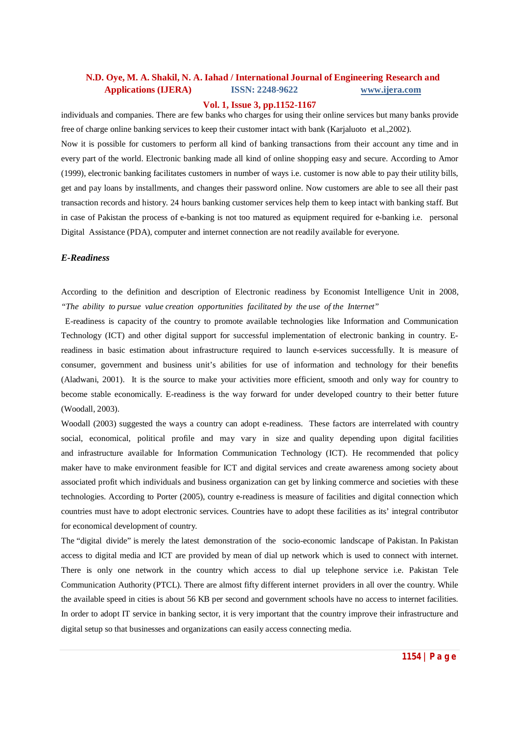individuals and companies. There are few banks who charges for using their online services but many banks provide free of charge online banking services to keep their customer intact with bank (Karjaluoto et al.,2002).

Now it is possible for customers to perform all kind of banking transactions from their account any time and in every part of the world. Electronic banking made all kind of online shopping easy and secure. According to Amor (1999), electronic banking facilitates customers in number of ways i.e. customer is now able to pay their utility bills, get and pay loans by installments, and changes their password online. Now customers are able to see all their past transaction records and history. 24 hours banking customer services help them to keep intact with banking staff. But in case of Pakistan the process of e-banking is not too matured as equipment required for e-banking i.e. personal Digital Assistance (PDA), computer and internet connection are not readily available for everyone.

### *E-Readiness*

According to the definition and description of Electronic readiness by Economist Intelligence Unit in 2008, *"The ability to pursue value creation opportunities facilitated by the use of the Internet"*

E-readiness is capacity of the country to promote available technologies like Information and Communication Technology (ICT) and other digital support for successful implementation of electronic banking in country. E-readiness in basic estimation about infrastructure required to launch e-services successfully. It is measure of consumer, government and business unit's abilities for use of information and technology for their benefits (Aladwani, 2001). It is the source to make your activities more efficient, smooth and only way for country to become stable economically. E-readiness is the way forward for under developed country to their better future (Woodall, 2003).

Woodall (2003) suggested the ways a country can adopt e-readiness. These factors are interrelated with country social, economical, political profile and may vary in size and quality depending upon digital facilities and infrastructure available for Information Communication Technology (ICT). He recommended that policy maker have to make environment feasible for ICT and digital services and create awareness among society about associated profit which individuals and business organization can get by linking commerce and societies with these technologies. According to Porter (2005), country e-readiness is measure of facilities and digital connection which countries must have to adopt electronic services. Countries have to adopt these facilities as its' integral contributor for economical development of country.

The "digital divide" is merely the latest demonstration of the socio-economic landscape of Pakistan. In Pakistan access to digital media and ICT are provided by mean of dial up network which is used to connect with internet. There is only one network in the country which access to dial up telephone service i.e. Pakistan Tele Communication Authority (PTCL). There are almost fifty different internet providers in all over the country. While the available speed in cities is about 56 KB per second and government schools have no access to internet facilities. In order to adopt IT service in banking sector, it is very important that the country improve their infrastructure and digital setup so that businesses and organizations can easily access connecting media.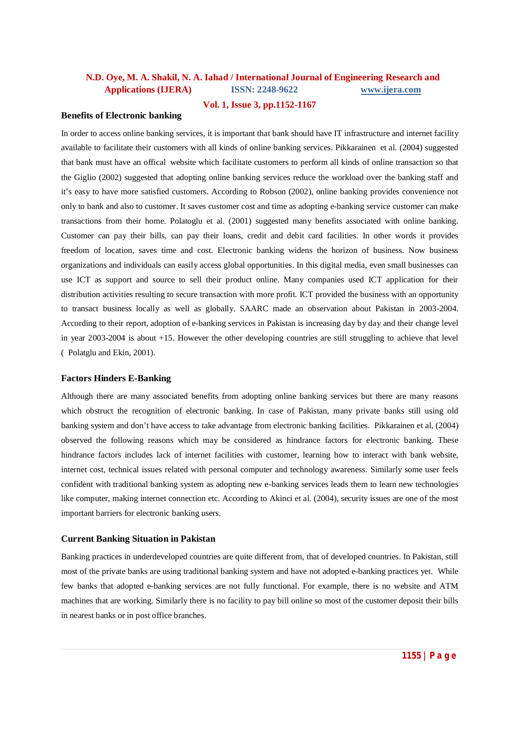### Benefits of Electronic banking

In order to access online banking services, it is important that bank should have IT infrastructure and internet facility available to facilitate their customers with all kinds of online banking services. Pikkarainen et al. (2004) suggested that bank must have an offical website which facilitate customers to perform all kinds of online transaction so that the Giglio (2002) suggested that adopting online banking services reduce the workload over the banking staff and it's easy to have more satisfied customers. According to Robson (2002), online banking provides convenience not only to bank and also to customer. It saves customer cost and time as adopting e-banking service customer can make transactions from their home. Polatoglu et al. (2001) suggested many benefits associated with online banking. Customer can pay their bills, can pay their loans, credit and debit card facilities. In other words it provides freedom of location, saves time and cost. Electronic banking widens the horizon of business. Now business organizations and individuals can easily access global opportunities. In this digital media, even small businesses can use ICT as support and source to sell their product online. Many companies used ICT application for their distribution activities resulting to secure transaction with more profit. ICT provided the business with an opportunity to transact business locally as well as globally. SAARC made an observation about Pakistan in 2003-2004. According to their report, adoption of e-banking services in Pakistan is increasing day by day and their change level in year 2003-2004 is about +15. However the other developing countries are still struggling to achieve that level ( Polatglu and Ekin, 2001).

### Factors Hinders E-Banking

Although there are many associated benefits from adopting online banking services but there are many reasons which obstruct the recognition of electronic banking. In case of Pakistan, many private banks still using old banking system and don't have access to take advantage from electronic banking facilities. Pikkarainen et al, (2004) observed the following reasons which may be considered as hindrance factors for electronic banking. These hindrance factors includes lack of internet facilities with customer, learning how to interact with bank website, internet cost, technical issues related with personal computer and technology awareness. Similarly some user feels confident with traditional banking system as adopting new e-banking services leads them to learn new technologies like computer, making internet connection etc. According to Akinci et al. (2004), security issues are one of the most important barriers for electronic banking users.

### Current Banking Situation in Pakistan

Banking practices in underdeveloped countries are quite different from, that of developed countries. In Pakistan, still most of the private banks are using traditional banking system and have not adopted e-banking practices yet. While few banks that adopted e-banking services are not fully functional. For example, there is no website and ATM machines that are working. Similarly there is no facility to pay bill online so most of the customer deposit their bills in nearest banks or in post office branches.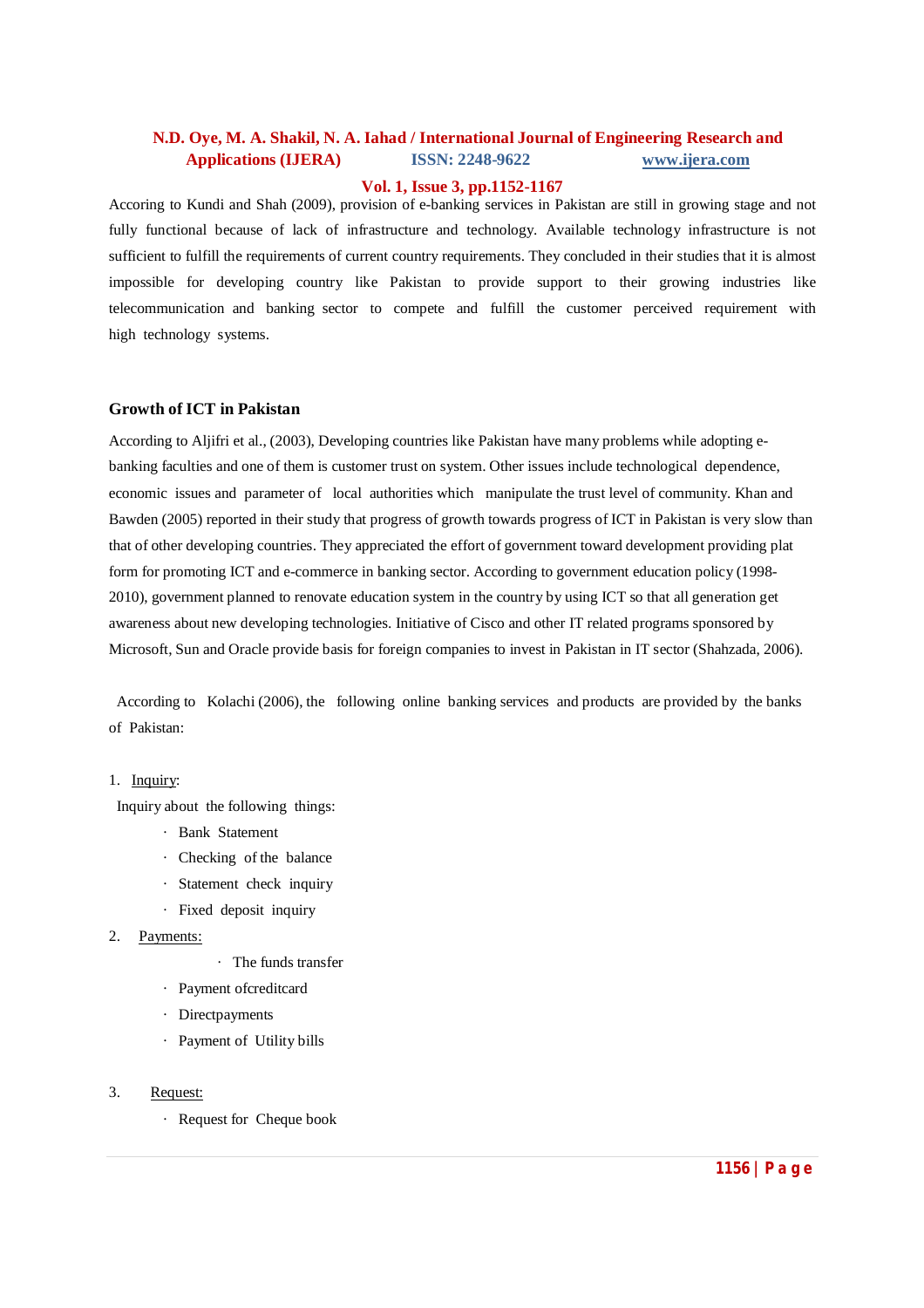Accoring to Kundi and Shah (2009), provision of e-banking services in Pakistan are still in growing stage and not fully functional because of lack of infrastructure and technology. Available technology infrastructure is not sufficient to fulfill the requirements of current country requirements. They concluded in their studies that it is almost impossible for developing country like Pakistan to provide support to their growing industries like telecommunication and banking sector to compete and fulfill the customer perceived requirement with high technology systems.

### Growth of ICT in Pakistan

According to Aljifri et al., (2003), Developing countries like Pakistan have many problems while adopting e-banking faculties and one of them is customer trust on system. Other issues include technological dependence, economic issues and parameter of local authorities which manipulate the trust level of community. Khan and Bawden (2005) reported in their study that progress of growth towards progress of ICT in Pakistan is very slow than that of other developing countries. They appreciated the effort of government toward development providing plat form for promoting ICT and e-commerce in banking sector. According to government education policy (1998-2010), government planned to renovate education system in the country by using ICT so that all generation get awareness about new developing technologies. Initiative of Cisco and other IT related programs sponsored by Microsoft, Sun and Oracle provide basis for foreign companies to invest in Pakistan in IT sector (Shahzada, 2006).

According to Kolachi (2006), the following online banking services and products are provided by the banks of Pakistan:

1. Inquiry:

   Inquiry about the following things:

   - Bank Statement
   - Checking of the balance
   - Statement check inquiry
   - Fixed deposit inquiry

2. Payments:

   - The funds transfer
   - Payment ofcreditcard
   - Directpayments
   - Payment of Utility bills

3. Request:

   - Request for Cheque book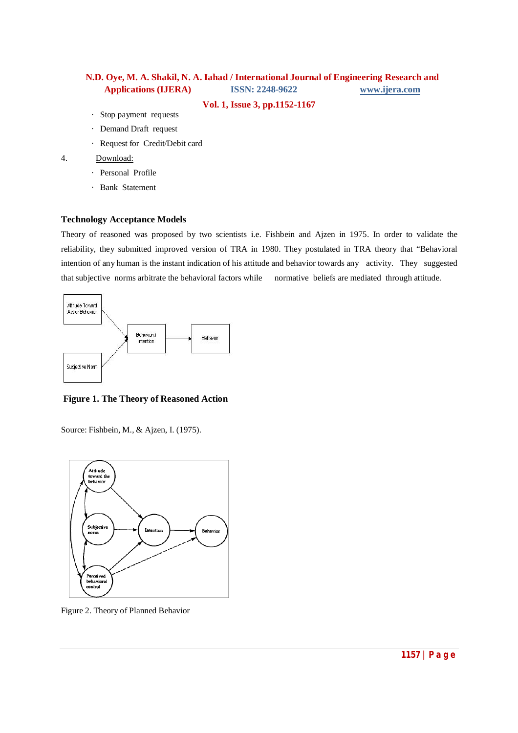- Stop payment requests
- Demand Draft request
- Request for Credit/Debit card

4. Download:
   - Personal Profile
   - Bank Statement

### Technology Acceptance Models

Theory of reasoned was proposed by two scientists i.e. Fishbein and Ajzen in 1975. In order to validate the reliability, they submitted improved version of TRA in 1980. They postulated in TRA theory that "Behavioral intention of any human is the instant indication of his attitude and behavior towards any activity. They suggested that subjective norms arbitrate the behavioral factors while normative beliefs are mediated through attitude.

**Figure 1. The Theory of Reasoned Action**

Source: Fishbein, M., & Ajzen, I. (1975).

Figure 2. Theory of Planned Behavior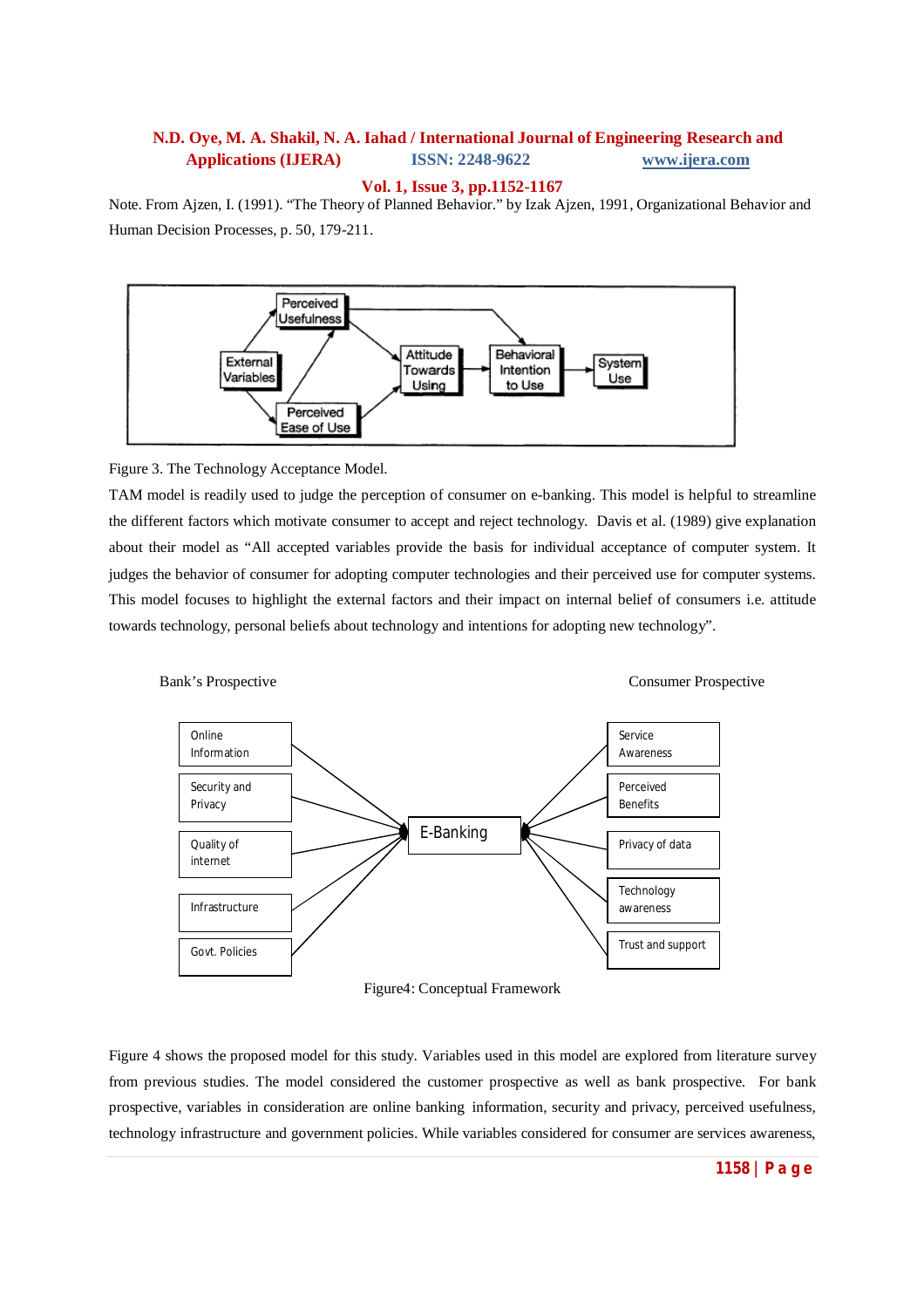Note. From Ajzen, I. (1991). "The Theory of Planned Behavior." by Izak Ajzen, 1991, Organizational Behavior and Human Decision Processes, p. 50, 179-211.

Figure 3. The Technology Acceptance Model.

TAM model is readily used to judge the perception of consumer on e-banking. This model is helpful to streamline the different factors which motivate consumer to accept and reject technology. Davis et al. (1989) give explanation about their model as "All accepted variables provide the basis for individual acceptance of computer system. It judges the behavior of consumer for adopting computer technologies and their perceived use for computer systems. This model focuses to highlight the external factors and their impact on internal belief of consumers i.e. attitude towards technology, personal beliefs about technology and intentions for adopting new technology".

Figure4: Conceptual Framework

Figure 4 shows the proposed model for this study. Variables used in this model are explored from literature survey from previous studies. The model considered the customer prospective as well as bank prospective. For bank prospective, variables in consideration are online banking information, security and privacy, perceived usefulness, technology infrastructure and government policies. While variables considered for consumer are services awareness,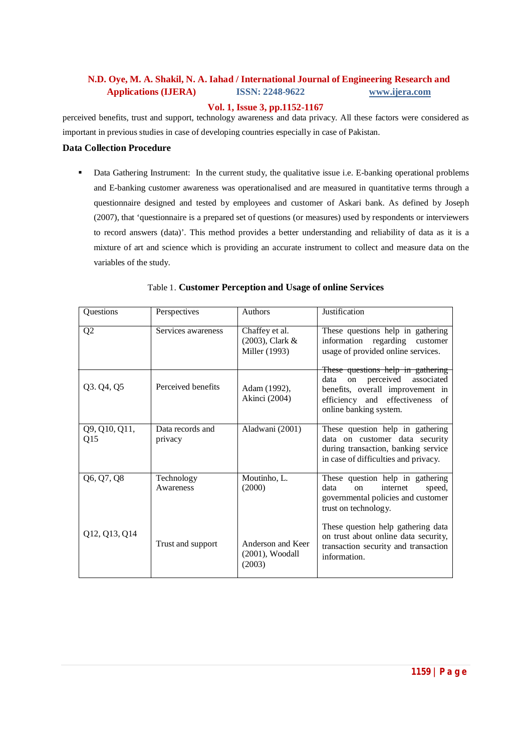perceived benefits, trust and support, technology awareness and data privacy. All these factors were considered as important in previous studies in case of developing countries especially in case of Pakistan.

**Data Collection Procedure**

- Data Gathering Instrument: In the current study, the qualitative issue i.e. E-banking operational problems and E-banking customer awareness was operationalised and are measured in quantitative terms through a questionnaire designed and tested by employees and customer of Askari bank. As defined by Joseph (2007), that 'questionnaire is a prepared set of questions (or measures) used by respondents or interviewers to record answers (data)'. This method provides a better understanding and reliability of data as it is a mixture of art and science which is providing an accurate instrument to collect and measure data on the variables of the study.

Table 1. **Customer Perception and Usage of online Services**

| Questions | Perspectives | Authors | Justification |
|---|---|---|---|
| Q2 | Services awareness | Chaffey et al. (2003), Clark & Miller (1993) | These questions help in gathering information regarding customer usage of provided online services. |
| Q3. Q4, Q5 | Perceived benefits | Adam (1992), Akinci (2004) | These questions help in gathering data on perceived associated benefits, overall improvement in efficiency and effectiveness of online banking system. |
| Q9, Q10, Q11, Q15 | Data records and privacy | Aladwani (2001) | These question help in gathering data on customer data security during transaction, banking service in case of difficulties and privacy. |
| Q6, Q7, Q8 | Technology Awareness | Moutinho, L. (2000) | These question help in gathering data on internet speed, governmental policies and customer trust on technology. |
| Q12, Q13, Q14 | Trust and support | Anderson and Keer (2001), Woodall (2003) | These question help gathering data on trust about online data security, transaction security and transaction information. |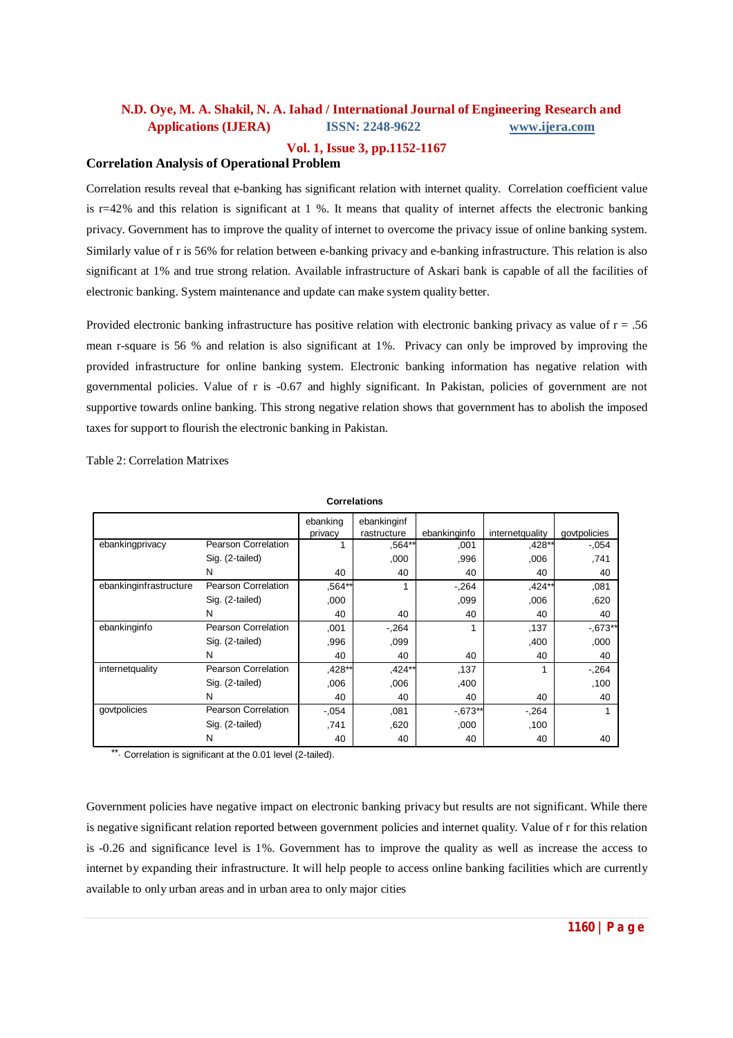### Correlation Analysis of Operational Problem

Correlation results reveal that e-banking has significant relation with internet quality. Correlation coefficient value is r=42% and this relation is significant at 1 %. It means that quality of internet affects the electronic banking privacy. Government has to improve the quality of internet to overcome the privacy issue of online banking system. Similarly value of r is 56% for relation between e-banking privacy and e-banking infrastructure. This relation is also significant at 1% and true strong relation. Available infrastructure of Askari bank is capable of all the facilities of electronic banking. System maintenance and update can make system quality better.

Provided electronic banking infrastructure has positive relation with electronic banking privacy as value of r = .56 mean r-square is 56 % and relation is also significant at 1%. Privacy can only be improved by improving the provided infrastructure for online banking system. Electronic banking information has negative relation with governmental policies. Value of r is -0.67 and highly significant. In Pakistan, policies of government are not supportive towards online banking. This strong negative relation shows that government has to abolish the imposed taxes for support to flourish the electronic banking in Pakistan.

Table 2: Correlation Matrixes

**Correlations**

| | | ebanking privacy | ebankinginf rastructure | ebankinginfo | internetquality | govtpolicies |
|---|---|---|---|---|---|---|
| ebankingprivacy | Pearson Correlation | 1 | ,564** | ,001 | ,428** | -,054 |
| | Sig. (2-tailed) | | ,000 | ,996 | ,006 | ,741 |
| | N | 40 | 40 | 40 | 40 | 40 |
| ebankinginfrastructure | Pearson Correlation | ,564** | 1 | -,264 | ,424** | ,081 |
| | Sig. (2-tailed) | ,000 | | ,099 | ,006 | ,620 |
| | N | 40 | 40 | 40 | 40 | 40 |
| ebankinginfo | Pearson Correlation | ,001 | -,264 | 1 | ,137 | -,673** |
| | Sig. (2-tailed) | ,996 | ,099 | | ,400 | ,000 |
| | N | 40 | 40 | 40 | 40 | 40 |
| internetquality | Pearson Correlation | ,428** | ,424** | ,137 | 1 | -,264 |
| | Sig. (2-tailed) | ,006 | ,006 | ,400 | | ,100 |
| | N | 40 | 40 | 40 | 40 | 40 |
| govtpolicies | Pearson Correlation | -,054 | ,081 | -,673** | -,264 | 1 |
| | Sig. (2-tailed) | ,741 | ,620 | ,000 | ,100 | |
| | N | 40 | 40 | 40 | 40 | 40 |

**. Correlation is significant at the 0.01 level (2-tailed).

Government policies have negative impact on electronic banking privacy but results are not significant. While there is negative significant relation reported between government policies and internet quality. Value of r for this relation is -0.26 and significance level is 1%. Government has to improve the quality as well as increase the access to internet by expanding their infrastructure. It will help people to access online banking facilities which are currently available to only urban areas and in urban area to only major cities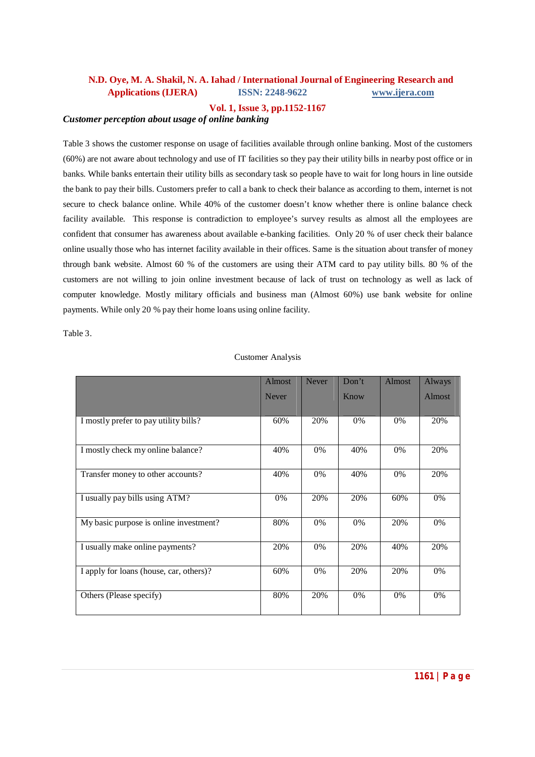### *Customer perception about usage of online banking*

Table 3 shows the customer response on usage of facilities available through online banking. Most of the customers (60%) are not aware about technology and use of IT facilities so they pay their utility bills in nearby post office or in banks. While banks entertain their utility bills as secondary task so people have to wait for long hours in line outside the bank to pay their bills. Customers prefer to call a bank to check their balance as according to them, internet is not secure to check balance online. While 40% of the customer doesn't know whether there is online balance check facility available. This response is contradiction to employee's survey results as almost all the employees are confident that consumer has awareness about available e-banking facilities. Only 20 % of user check their balance online usually those who has internet facility available in their offices. Same is the situation about transfer of money through bank website. Almost 60 % of the customers are using their ATM card to pay utility bills. 80 % of the customers are not willing to join online investment because of lack of trust on technology as well as lack of computer knowledge. Mostly military officials and business man (Almost 60%) use bank website for online payments. While only 20 % pay their home loans using online facility.

Table 3.

Customer Analysis

| | Almost Never | Never | Don't Know | Almost | Always Almost |
|---|---|---|---|---|---|
| I mostly prefer to pay utility bills? | 60% | 20% | 0% | 0% | 20% |
| I mostly check my online balance? | 40% | 0% | 40% | 0% | 20% |
| Transfer money to other accounts? | 40% | 0% | 40% | 0% | 20% |
| I usually pay bills using ATM? | 0% | 20% | 20% | 60% | 0% |
| My basic purpose is online investment? | 80% | 0% | 0% | 20% | 0% |
| I usually make online payments? | 20% | 0% | 20% | 40% | 20% |
| I apply for loans (house, car, others)? | 60% | 0% | 20% | 20% | 0% |
| Others (Please specify) | 80% | 20% | 0% | 0% | 0% |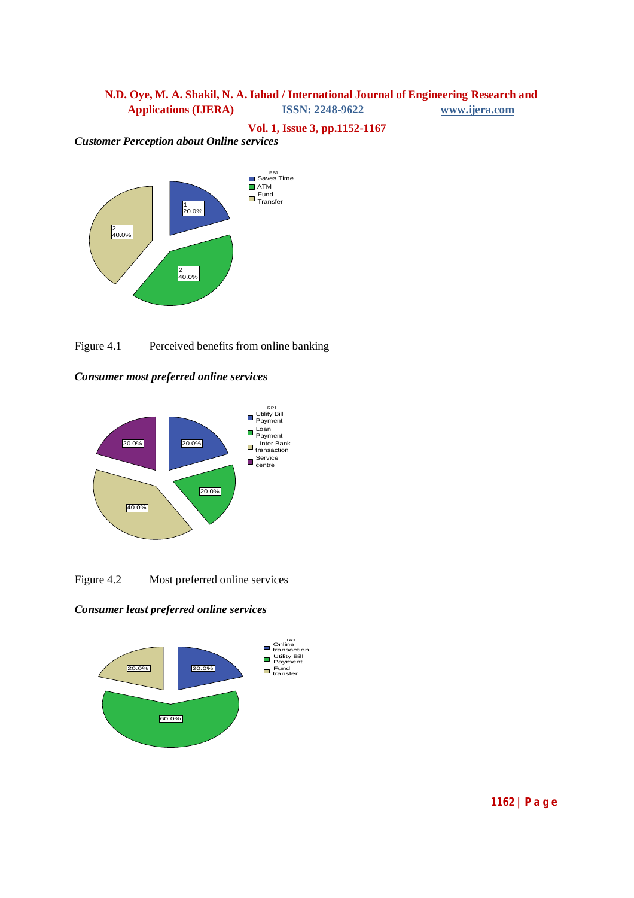*Customer Perception about Online services*

Figure 4.1 Perceived benefits from online banking

*Consumer most preferred online services*

Figure 4.2 Most preferred online services

*Consumer least preferred online services*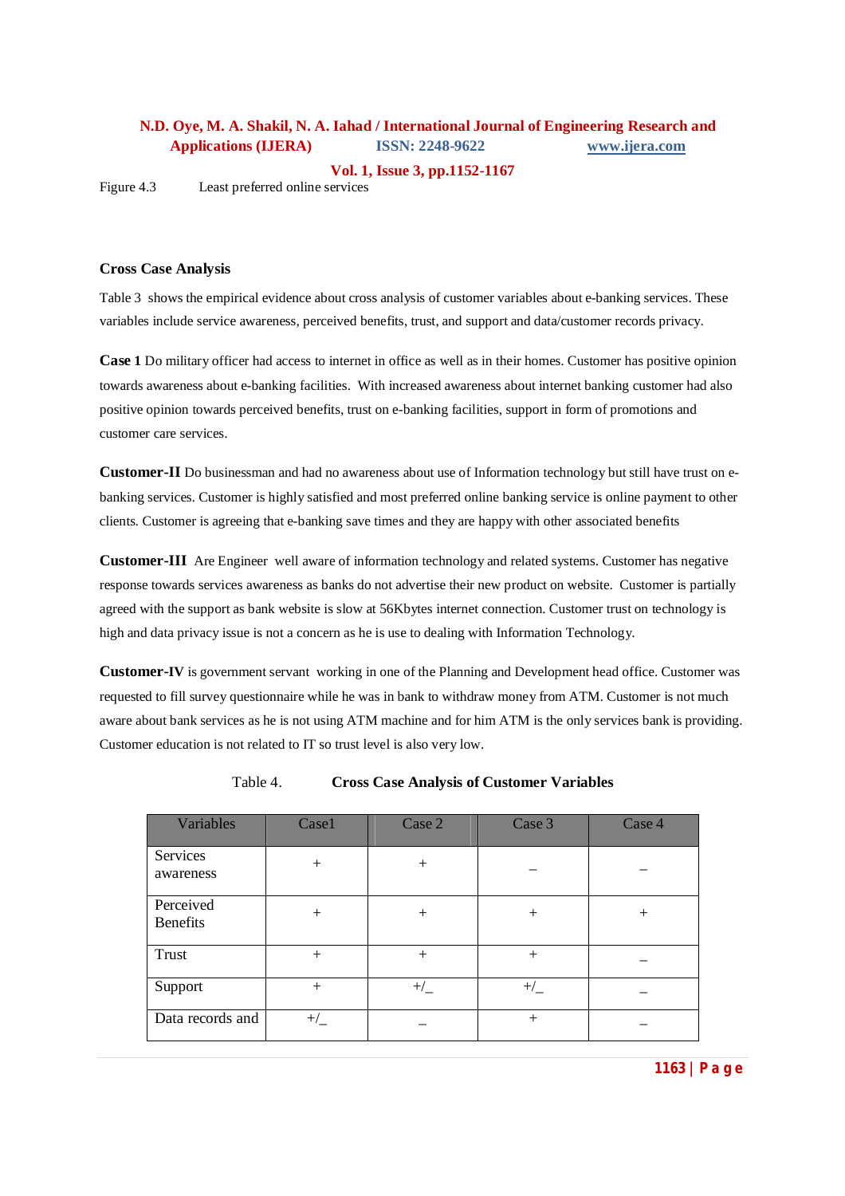Figure 4.3 Least preferred online services

**Cross Case Analysis**

Table 3 shows the empirical evidence about cross analysis of customer variables about e-banking services. These variables include service awareness, perceived benefits, trust, and support and data/customer records privacy.

**Case 1** Do military officer had access to internet in office as well as in their homes. Customer has positive opinion towards awareness about e-banking facilities. With increased awareness about internet banking customer had also positive opinion towards perceived benefits, trust on e-banking facilities, support in form of promotions and customer care services.

**Customer-II** Do businessman and had no awareness about use of Information technology but still have trust on e-banking services. Customer is highly satisfied and most preferred online banking service is online payment to other clients. Customer is agreeing that e-banking save times and they are happy with other associated benefits

**Customer-III** Are Engineer well aware of information technology and related systems. Customer has negative response towards services awareness as banks do not advertise their new product on website. Customer is partially agreed with the support as bank website is slow at 56Kbytes internet connection. Customer trust on technology is high and data privacy issue is not a concern as he is use to dealing with Information Technology.

**Customer-IV** is government servant working in one of the Planning and Development head office. Customer was requested to fill survey questionnaire while he was in bank to withdraw money from ATM. Customer is not much aware about bank services as he is not using ATM machine and for him ATM is the only services bank is providing. Customer education is not related to IT so trust level is also very low.

Table 4. **Cross Case Analysis of Customer Variables**

| Variables | Case1 | Case 2 | Case 3 | Case 4 |
|---|---|---|---|---|
| Services awareness | + | + | _ | _ |
| Perceived Benefits | + | + | + | + |
| Trust | + | + | + | _ |
| Support | + | +/_ | +/_ | _ |
| Data records and | +/_ | _ | + | _ |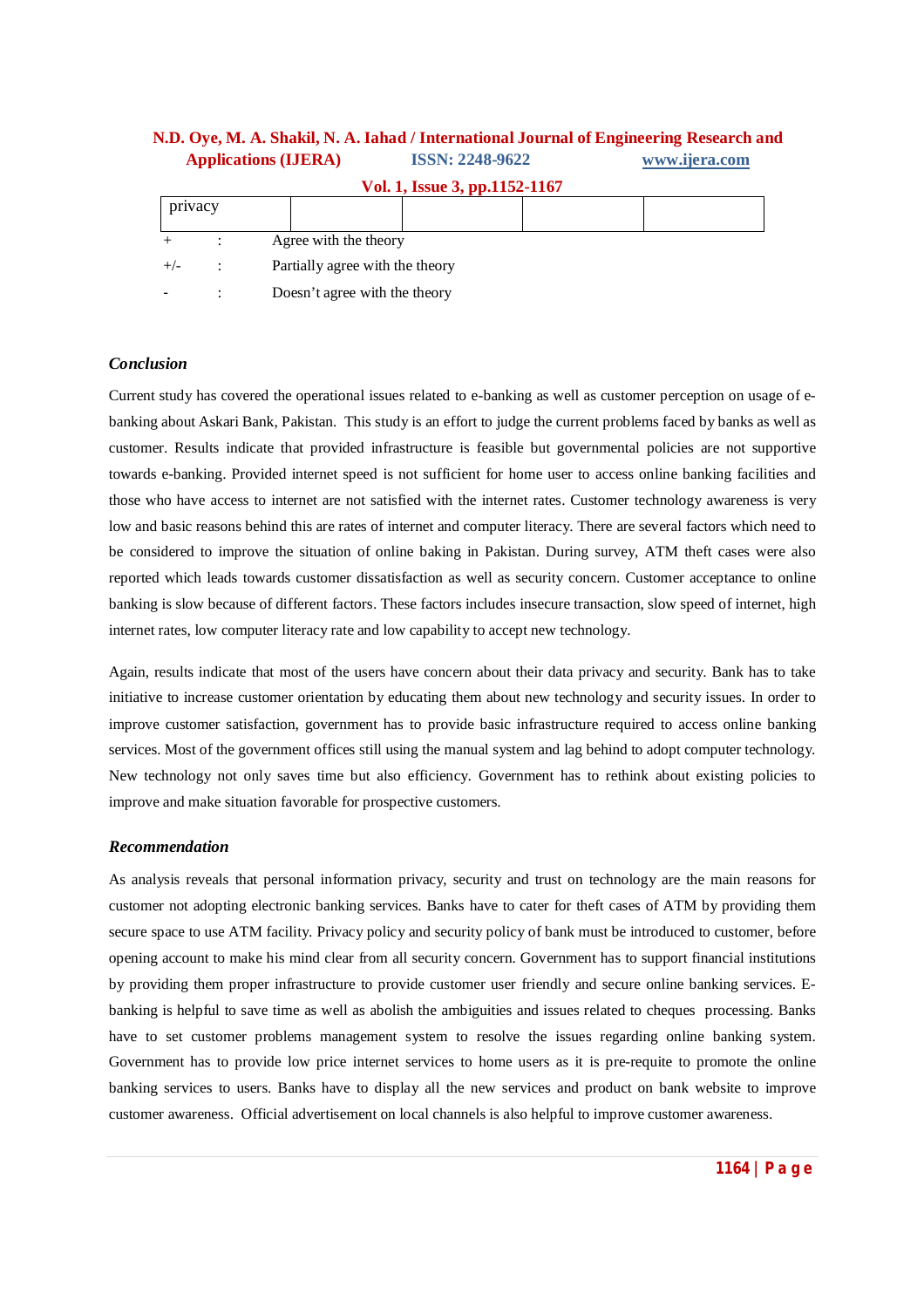| privacy | | | | |
|---|---|---|---|---|

| | | |
|---|---|---|
| + | : | Agree with the theory |
| +/- | : | Partially agree with the theory |
| - | : | Doesn't agree with the theory |

### *Conclusion*

Current study has covered the operational issues related to e-banking as well as customer perception on usage of e-banking about Askari Bank, Pakistan. This study is an effort to judge the current problems faced by banks as well as customer. Results indicate that provided infrastructure is feasible but governmental policies are not supportive towards e-banking. Provided internet speed is not sufficient for home user to access online banking facilities and those who have access to internet are not satisfied with the internet rates. Customer technology awareness is very low and basic reasons behind this are rates of internet and computer literacy. There are several factors which need to be considered to improve the situation of online baking in Pakistan. During survey, ATM theft cases were also reported which leads towards customer dissatisfaction as well as security concern. Customer acceptance to online banking is slow because of different factors. These factors includes insecure transaction, slow speed of internet, high internet rates, low computer literacy rate and low capability to accept new technology.

Again, results indicate that most of the users have concern about their data privacy and security. Bank has to take initiative to increase customer orientation by educating them about new technology and security issues. In order to improve customer satisfaction, government has to provide basic infrastructure required to access online banking services. Most of the government offices still using the manual system and lag behind to adopt computer technology. New technology not only saves time but also efficiency. Government has to rethink about existing policies to improve and make situation favorable for prospective customers.

### *Recommendation*

As analysis reveals that personal information privacy, security and trust on technology are the main reasons for customer not adopting electronic banking services. Banks have to cater for theft cases of ATM by providing them secure space to use ATM facility. Privacy policy and security policy of bank must be introduced to customer, before opening account to make his mind clear from all security concern. Government has to support financial institutions by providing them proper infrastructure to provide customer user friendly and secure online banking services. E-banking is helpful to save time as well as abolish the ambiguities and issues related to cheques processing. Banks have to set customer problems management system to resolve the issues regarding online banking system. Government has to provide low price internet services to home users as it is pre-requite to promote the online banking services to users. Banks have to display all the new services and product on bank website to improve customer awareness. Official advertisement on local channels is also helpful to improve customer awareness.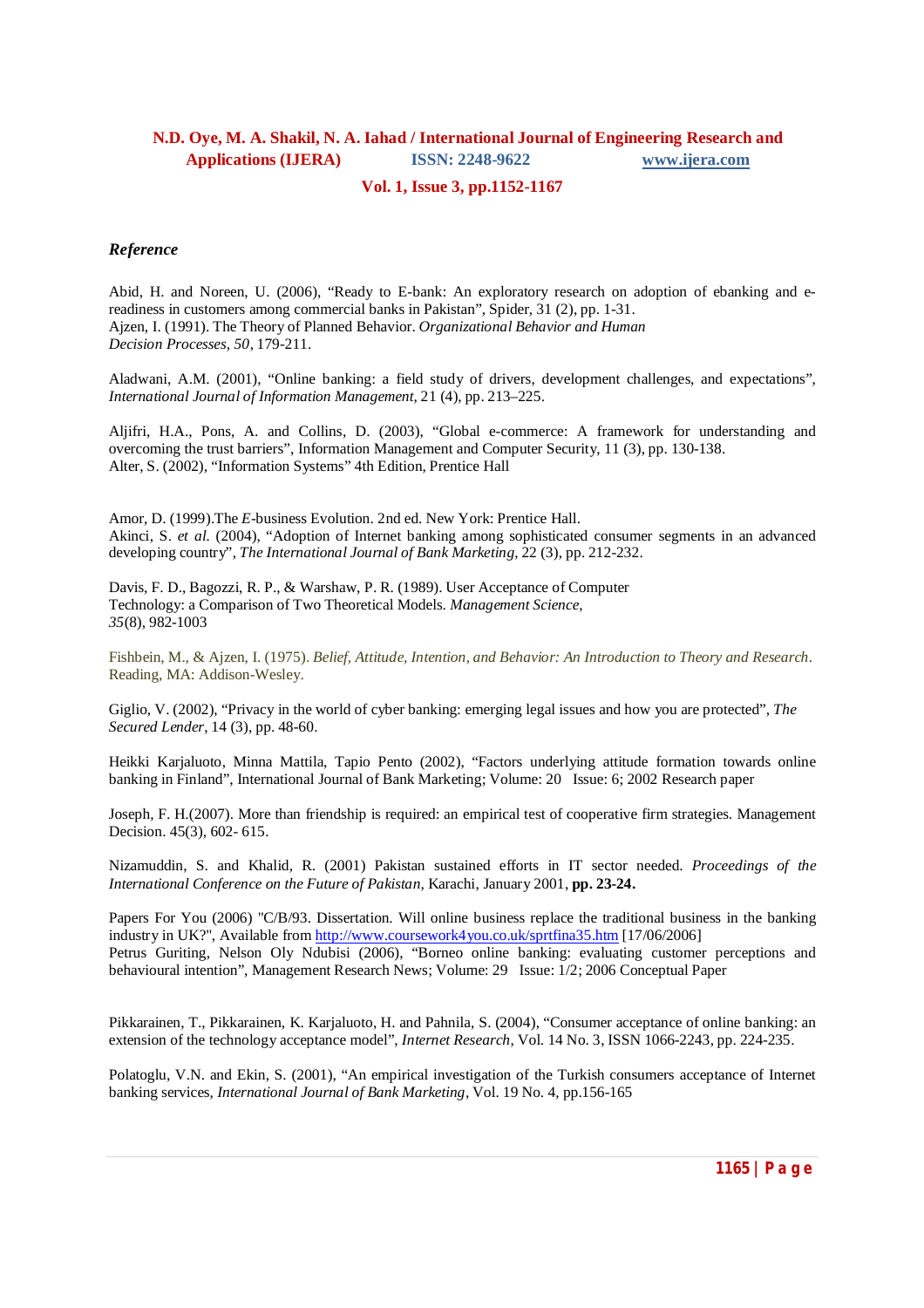### *Reference*

Abid, H. and Noreen, U. (2006), "Ready to E-bank: An exploratory research on adoption of ebanking and e-readiness in customers among commercial banks in Pakistan", Spider, 31 (2), pp. 1-31.
Ajzen, I. (1991). The Theory of Planned Behavior. *Organizational Behavior and Human Decision Processes, 50*, 179-211.

Aladwani, A.M. (2001), "Online banking: a field study of drivers, development challenges, and expectations", *International Journal of Information Management*, 21 (4), pp. 213–225.

Aljifri, H.A., Pons, A. and Collins, D. (2003), "Global e-commerce: A framework for understanding and overcoming the trust barriers", Information Management and Computer Security, 11 (3), pp. 130-138.
Alter, S. (2002), "Information Systems" 4th Edition, Prentice Hall

Amor, D. (1999).The *E*-business Evolution. 2nd ed. New York: Prentice Hall.
Akinci, S. *et al.* (2004), "Adoption of Internet banking among sophisticated consumer segments in an advanced developing country", *The International Journal of Bank Marketing*, 22 (3), pp. 212-232.

Davis, F. D., Bagozzi, R. P., & Warshaw, P. R. (1989). User Acceptance of Computer Technology: a Comparison of Two Theoretical Models. *Management Science, 35*(8), 982-1003

Fishbein, M., & Ajzen, I. (1975). *Belief, Attitude, Intention, and Behavior: An Introduction to Theory and Research*. Reading, MA: Addison-Wesley.

Giglio, V. (2002), "Privacy in the world of cyber banking: emerging legal issues and how you are protected", *The Secured Lender*, 14 (3), pp. 48-60.

Heikki Karjaluoto, Minna Mattila, Tapio Pento (2002), "Factors underlying attitude formation towards online banking in Finland", International Journal of Bank Marketing; Volume: 20 Issue: 6; 2002 Research paper

Joseph, F. H.(2007). More than friendship is required: an empirical test of cooperative firm strategies. Management Decision. 45(3), 602- 615.

Nizamuddin, S. and Khalid, R. (2001) Pakistan sustained efforts in IT sector needed. *Proceedings of the International Conference on the Future of Pakistan,* Karachi, January 2001, **pp. 23-24.**

Papers For You (2006) "C/B/93. Dissertation. Will online business replace the traditional business in the banking industry in UK?", Available from http://www.coursework4you.co.uk/sprtfina35.htm [17/06/2006]
Petrus Guriting, Nelson Oly Ndubisi (2006), "Borneo online banking: evaluating customer perceptions and behavioural intention", Management Research News; Volume: 29 Issue: 1/2; 2006 Conceptual Paper

Pikkarainen, T., Pikkarainen, K. Karjaluoto, H. and Pahnila, S. (2004), "Consumer acceptance of online banking: an extension of the technology acceptance model", *Internet Research*, Vol. 14 No. 3, ISSN 1066-2243, pp. 224-235.

Polatoglu, V.N. and Ekin, S. (2001), "An empirical investigation of the Turkish consumers acceptance of Internet banking services, *International Journal of Bank Marketing*, Vol. 19 No. 4, pp.156-165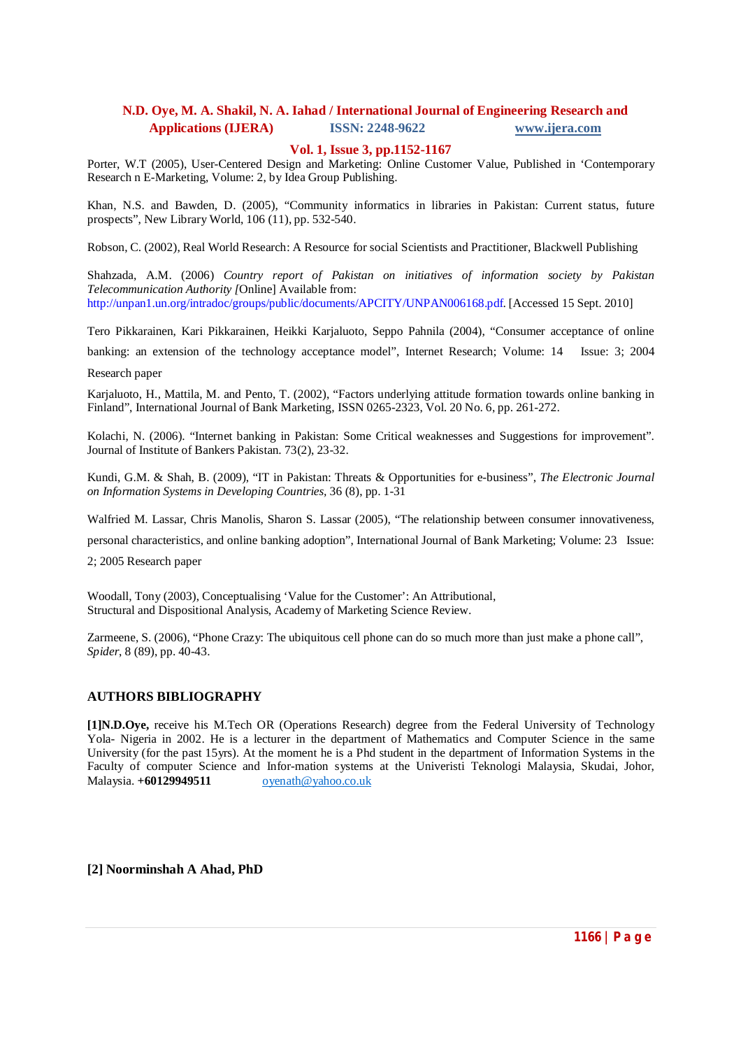Porter, W.T (2005), User-Centered Design and Marketing: Online Customer Value, Published in 'Contemporary Research n E-Marketing, Volume: 2, by Idea Group Publishing.

Khan, N.S. and Bawden, D. (2005), "Community informatics in libraries in Pakistan: Current status, future prospects", New Library World, 106 (11), pp. 532-540.

Robson, C. (2002), Real World Research: A Resource for social Scientists and Practitioner, Blackwell Publishing

Shahzada, A.M. (2006) *Country report of Pakistan on initiatives of information society by Pakistan Telecommunication Authority [*Online] Available from: http://unpan1.un.org/intradoc/groups/public/documents/APCITY/UNPAN006168.pdf. [Accessed 15 Sept. 2010]

Tero Pikkarainen, Kari Pikkarainen, Heikki Karjaluoto, Seppo Pahnila (2004), "Consumer acceptance of online banking: an extension of the technology acceptance model", Internet Research; Volume: 14 Issue: 3; 2004 Research paper

Karjaluoto, H., Mattila, M. and Pento, T. (2002), "Factors underlying attitude formation towards online banking in Finland", International Journal of Bank Marketing, ISSN 0265-2323, Vol. 20 No. 6, pp. 261-272.

Kolachi, N. (2006). "Internet banking in Pakistan: Some Critical weaknesses and Suggestions for improvement". Journal of Institute of Bankers Pakistan. 73(2), 23-32.

Kundi, G.M. & Shah, B. (2009), "IT in Pakistan: Threats & Opportunities for e-business", *The Electronic Journal on Information Systems in Developing Countries*, 36 (8), pp. 1-31

Walfried M. Lassar, Chris Manolis, Sharon S. Lassar (2005), "The relationship between consumer innovativeness, personal characteristics, and online banking adoption", International Journal of Bank Marketing; Volume: 23 Issue: 2; 2005 Research paper

Woodall, Tony (2003), Conceptualising 'Value for the Customer': An Attributional, Structural and Dispositional Analysis, Academy of Marketing Science Review.

Zarmeene, S. (2006), "Phone Crazy: The ubiquitous cell phone can do so much more than just make a phone call", *Spider*, 8 (89), pp. 40-43.

## AUTHORS BIBLIOGRAPHY

**[1]N.D.Oye,** receive his M.Tech OR (Operations Research) degree from the Federal University of Technology Yola- Nigeria in 2002. He is a lecturer in the department of Mathematics and Computer Science in the same University (for the past 15yrs). At the moment he is a Phd student in the department of Information Systems in the Faculty of computer Science and Infor-mation systems at the Univeristi Teknologi Malaysia, Skudai, Johor, Malaysia. **+60129949511** oyenath@yahoo.co.uk

**[2] Noorminshah A Ahad, PhD**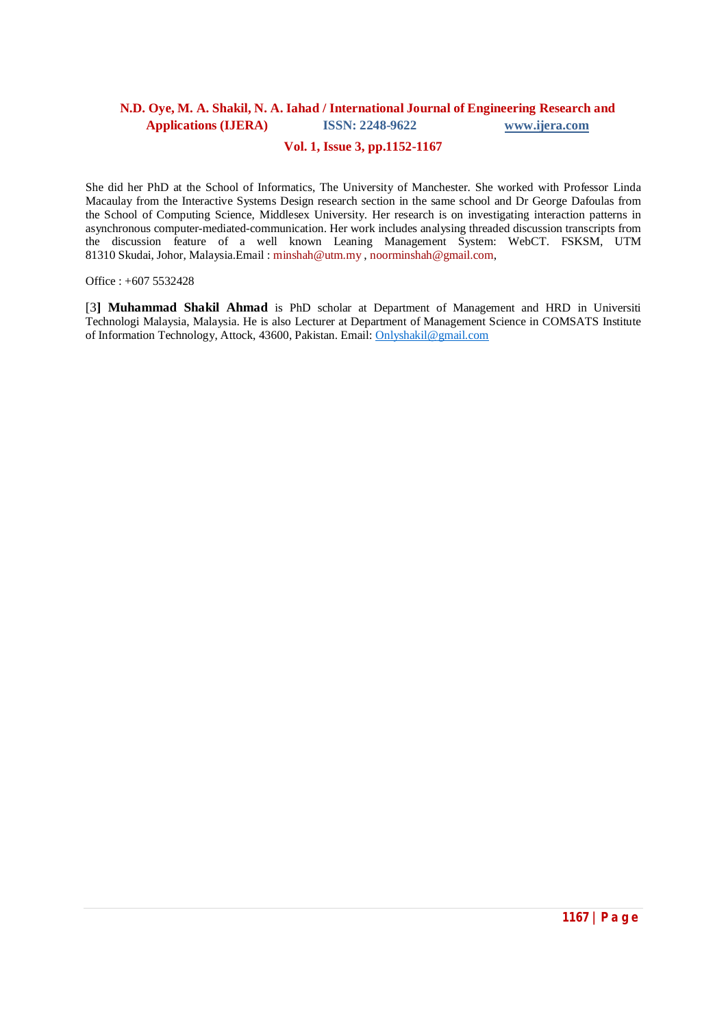She did her PhD at the School of Informatics, The University of Manchester. She worked with Professor Linda Macaulay from the Interactive Systems Design research section in the same school and Dr George Dafoulas from the School of Computing Science, Middlesex University. Her research is on investigating interaction patterns in asynchronous computer-mediated-communication. Her work includes analysing threaded discussion transcripts from the discussion feature of a well known Leaning Management System: WebCT. FSKSM, UTM 81310 Skudai, Johor, Malaysia.Email : minshah@utm.my , noorminshah@gmail.com,

Office : +607 5532428

[3**] Muhammad Shakil Ahmad** is PhD scholar at Department of Management and HRD in Universiti Technologi Malaysia, Malaysia. He is also Lecturer at Department of Management Science in COMSATS Institute of Information Technology, Attock, 43600, Pakistan. Email: Onlyshakil@gmail.com